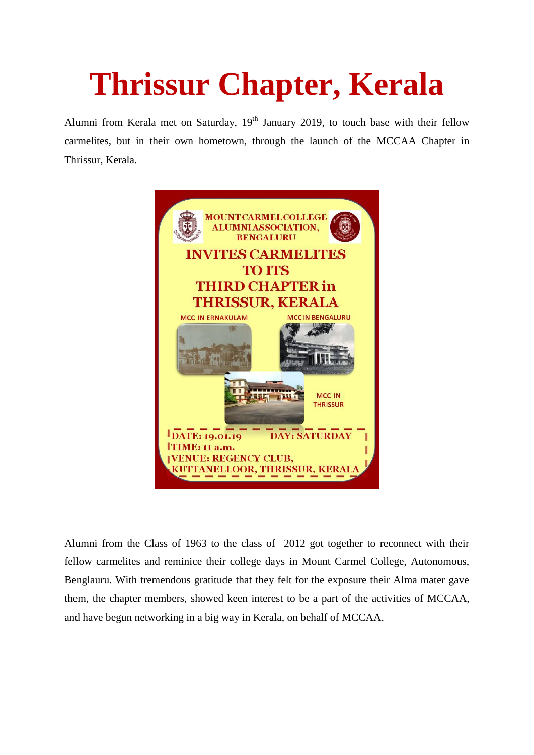# Thrissur Chapter, Kerala

Alumni from Kerala met on Saturday, 19th January 2019, to touch base with their fellow carmelites, but in their own hometown, through the launch of the MCCAA Chapter in Thrissur, Kerala.

**MOUNT CARMEL COLLEGE ALUMNI ASSOCIATION, BENGALURU**

**INVITES CARMELITES TO ITS THIRD CHAPTER in THRISSUR, KERALA**

MCC IN ERNAKULAM

MCC IN BENGALURU

MCC IN THRISSUR

**DATE: 19.01.19 DAY: SATURDAY**
**TIME: 11 a.m.**
**VENUE: REGENCY CLUB, KUTTANELLOOR, THRISSUR, KERALA**

Alumni from the Class of 1963 to the class of 2012 got together to reconnect with their fellow carmelites and reminice their college days in Mount Carmel College, Autonomous, Benglauru. With tremendous gratitude that they felt for the exposure their Alma mater gave them, the chapter members, showed keen interest to be a part of the activities of MCCAA, and have begun networking in a big way in Kerala, on behalf of MCCAA.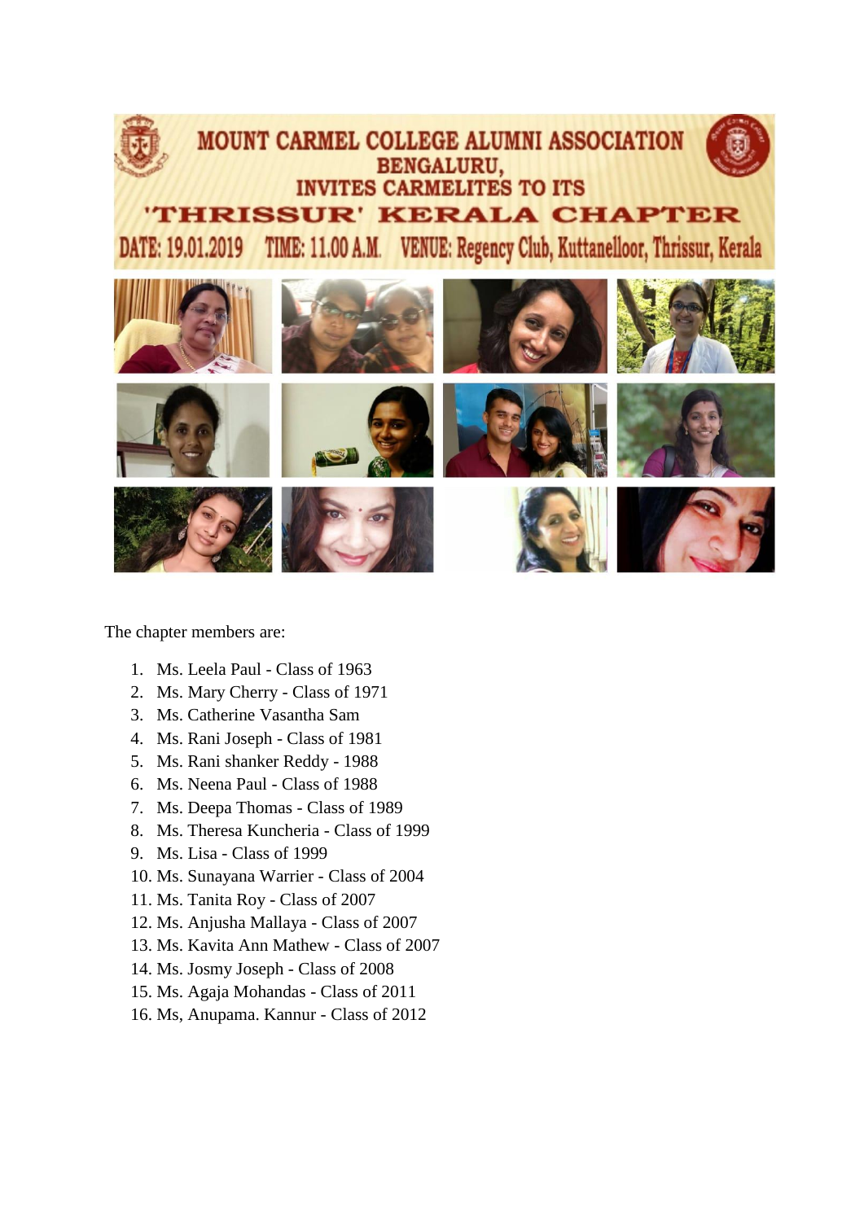# MOUNT CARMEL COLLEGE ALUMNI ASSOCIATION BENGALURU, INVITES CARMELITES TO ITS 'THRISSUR' KERALA CHAPTER

DATE: 19.01.2019 TIME: 11.00 A.M. VENUE: Regency Club, Kuttanelloor, Thrissur, Kerala

The chapter members are:

1. Ms. Leela Paul - Class of 1963
2. Ms. Mary Cherry - Class of 1971
3. Ms. Catherine Vasantha Sam
4. Ms. Rani Joseph - Class of 1981
5. Ms. Rani shanker Reddy - 1988
6. Ms. Neena Paul - Class of 1988
7. Ms. Deepa Thomas - Class of 1989
8. Ms. Theresa Kuncheria - Class of 1999
9. Ms. Lisa - Class of 1999
10. Ms. Sunayana Warrier - Class of 2004
11. Ms. Tanita Roy - Class of 2007
12. Ms. Anjusha Mallaya - Class of 2007
13. Ms. Kavita Ann Mathew - Class of 2007
14. Ms. Josmy Joseph - Class of 2008
15. Ms. Agaja Mohandas - Class of 2011
16. Ms, Anupama. Kannur - Class of 2012